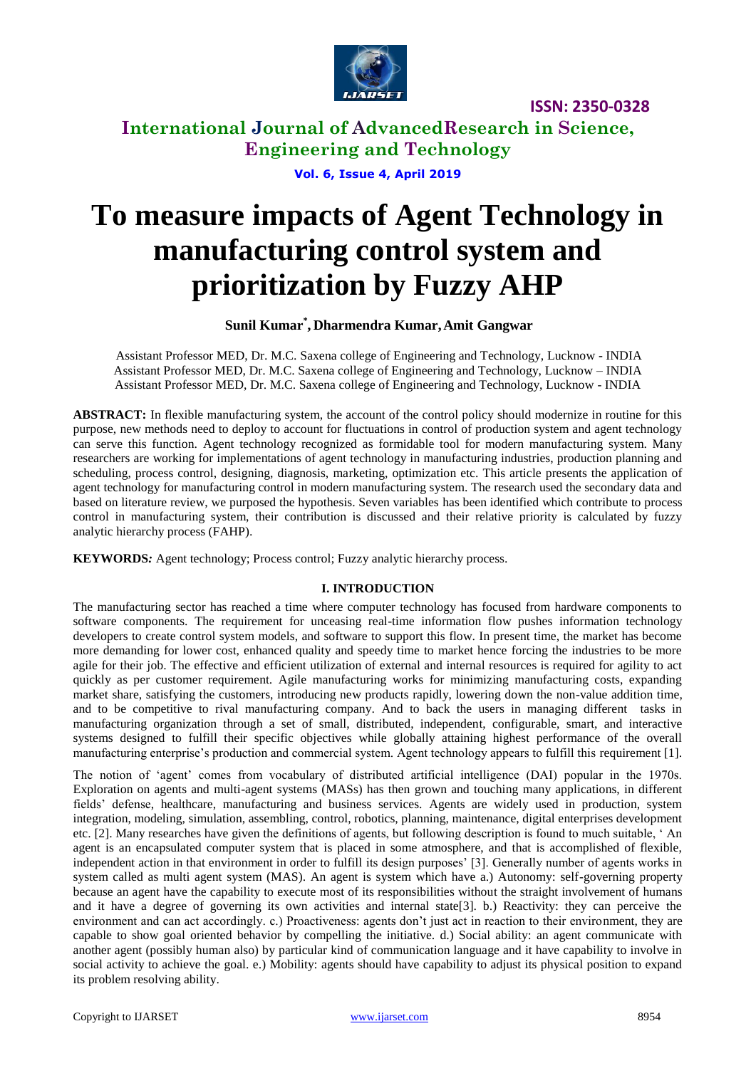# To measure impacts of Agent Technology in manufacturing control system and prioritization by Fuzzy AHP

**Sunil Kumar*, Dharmendra Kumar, Amit Gangwar**

Assistant Professor MED, Dr. M.C. Saxena college of Engineering and Technology, Lucknow - INDIA
Assistant Professor MED, Dr. M.C. Saxena college of Engineering and Technology, Lucknow – INDIA
Assistant Professor MED, Dr. M.C. Saxena college of Engineering and Technology, Lucknow - INDIA

**ABSTRACT:** In flexible manufacturing system, the account of the control policy should modernize in routine for this purpose, new methods need to deploy to account for fluctuations in control of production system and agent technology can serve this function. Agent technology recognized as formidable tool for modern manufacturing system. Many researchers are working for implementations of agent technology in manufacturing industries, production planning and scheduling, process control, designing, diagnosis, marketing, optimization etc. This article presents the application of agent technology for manufacturing control in modern manufacturing system. The research used the secondary data and based on literature review, we purposed the hypothesis. Seven variables has been identified which contribute to process control in manufacturing system, their contribution is discussed and their relative priority is calculated by fuzzy analytic hierarchy process (FAHP).

**KEYWORDS:** Agent technology; Process control; Fuzzy analytic hierarchy process.

## I. INTRODUCTION

The manufacturing sector has reached a time where computer technology has focused from hardware components to software components. The requirement for unceasing real-time information flow pushes information technology developers to create control system models, and software to support this flow. In present time, the market has become more demanding for lower cost, enhanced quality and speedy time to market hence forcing the industries to be more agile for their job. The effective and efficient utilization of external and internal resources is required for agility to act quickly as per customer requirement. Agile manufacturing works for minimizing manufacturing costs, expanding market share, satisfying the customers, introducing new products rapidly, lowering down the non-value addition time, and to be competitive to rival manufacturing company. And to back the users in managing different tasks in manufacturing organization through a set of small, distributed, independent, configurable, smart, and interactive systems designed to fulfill their specific objectives while globally attaining highest performance of the overall manufacturing enterprise's production and commercial system. Agent technology appears to fulfill this requirement [1].

The notion of 'agent' comes from vocabulary of distributed artificial intelligence (DAI) popular in the 1970s. Exploration on agents and multi-agent systems (MASs) has then grown and touching many applications, in different fields' defense, healthcare, manufacturing and business services. Agents are widely used in production, system integration, modeling, simulation, assembling, control, robotics, planning, maintenance, digital enterprises development etc. [2]. Many researches have given the definitions of agents, but following description is found to much suitable, ' An agent is an encapsulated computer system that is placed in some atmosphere, and that is accomplished of flexible, independent action in that environment in order to fulfill its design purposes' [3]. Generally number of agents works in system called as multi agent system (MAS). An agent is system which have a.) Autonomy: self-governing property because an agent have the capability to execute most of its responsibilities without the straight involvement of humans and it have a degree of governing its own activities and internal state[3]. b.) Reactivity: they can perceive the environment and can act accordingly. c.) Proactiveness: agents don't just act in reaction to their environment, they are capable to show goal oriented behavior by compelling the initiative. d.) Social ability: an agent communicate with another agent (possibly human also) by particular kind of communication language and it have capability to involve in social activity to achieve the goal. e.) Mobility: agents should have capability to adjust its physical position to expand its problem resolving ability.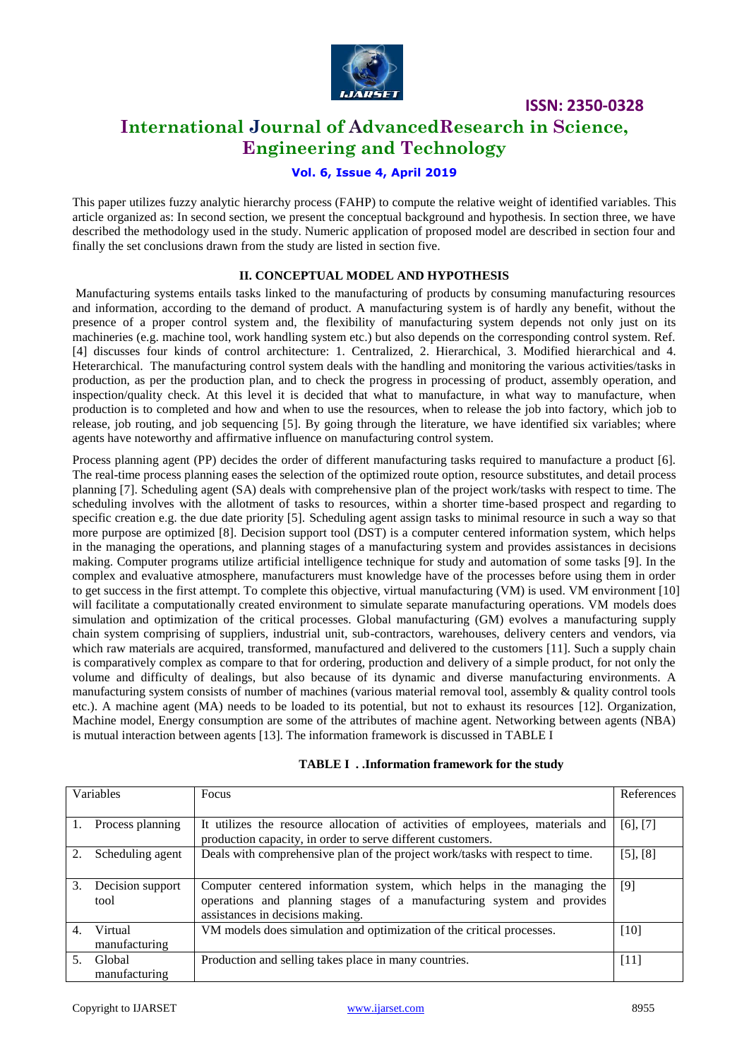This paper utilizes fuzzy analytic hierarchy process (FAHP) to compute the relative weight of identified variables. This article organized as: In second section, we present the conceptual background and hypothesis. In section three, we have described the methodology used in the study. Numeric application of proposed model are described in section four and finally the set conclusions drawn from the study are listed in section five.

## II. CONCEPTUAL MODEL AND HYPOTHESIS

Manufacturing systems entails tasks linked to the manufacturing of products by consuming manufacturing resources and information, according to the demand of product. A manufacturing system is of hardly any benefit, without the presence of a proper control system and, the flexibility of manufacturing system depends not only just on its machineries (e.g. machine tool, work handling system etc.) but also depends on the corresponding control system. Ref. [4] discusses four kinds of control architecture: 1. Centralized, 2. Hierarchical, 3. Modified hierarchical and 4. Heterarchical. The manufacturing control system deals with the handling and monitoring the various activities/tasks in production, as per the production plan, and to check the progress in processing of product, assembly operation, and inspection/quality check. At this level it is decided that what to manufacture, in what way to manufacture, when production is to completed and how and when to use the resources, when to release the job into factory, which job to release, job routing, and job sequencing [5]. By going through the literature, we have identified six variables; where agents have noteworthy and affirmative influence on manufacturing control system.

Process planning agent (PP) decides the order of different manufacturing tasks required to manufacture a product [6]. The real-time process planning eases the selection of the optimized route option, resource substitutes, and detail process planning [7]. Scheduling agent (SA) deals with comprehensive plan of the project work/tasks with respect to time. The scheduling involves with the allotment of tasks to resources, within a shorter time-based prospect and regarding to specific creation e.g. the due date priority [5]. Scheduling agent assign tasks to minimal resource in such a way so that more purpose are optimized [8]. Decision support tool (DST) is a computer centered information system, which helps in the managing the operations, and planning stages of a manufacturing system and provides assistances in decisions making. Computer programs utilize artificial intelligence technique for study and automation of some tasks [9]. In the complex and evaluative atmosphere, manufacturers must knowledge have of the processes before using them in order to get success in the first attempt. To complete this objective, virtual manufacturing (VM) is used. VM environment [10] will facilitate a computationally created environment to simulate separate manufacturing operations. VM models does simulation and optimization of the critical processes. Global manufacturing (GM) evolves a manufacturing supply chain system comprising of suppliers, industrial unit, sub-contractors, warehouses, delivery centers and vendors, via which raw materials are acquired, transformed, manufactured and delivered to the customers [11]. Such a supply chain is comparatively complex as compare to that for ordering, production and delivery of a simple product, for not only the volume and difficulty of dealings, but also because of its dynamic and diverse manufacturing environments. A manufacturing system consists of number of machines (various material removal tool, assembly & quality control tools etc.). A machine agent (MA) needs to be loaded to its potential, but not to exhaust its resources [12]. Organization, Machine model, Energy consumption are some of the attributes of machine agent. Networking between agents (NBA) is mutual interaction between agents [13]. The information framework is discussed in TABLE I

**TABLE I . .Information framework for the study**

| Variables | Focus | References |
|---|---|---|
| 1. Process planning | It utilizes the resource allocation of activities of employees, materials and production capacity, in order to serve different customers. | [6], [7] |
| 2. Scheduling agent | Deals with comprehensive plan of the project work/tasks with respect to time. | [5], [8] |
| 3. Decision support tool | Computer centered information system, which helps in the managing the operations and planning stages of a manufacturing system and provides assistances in decisions making. | [9] |
| 4. Virtual manufacturing | VM models does simulation and optimization of the critical processes. | [10] |
| 5. Global manufacturing | Production and selling takes place in many countries. | [11] |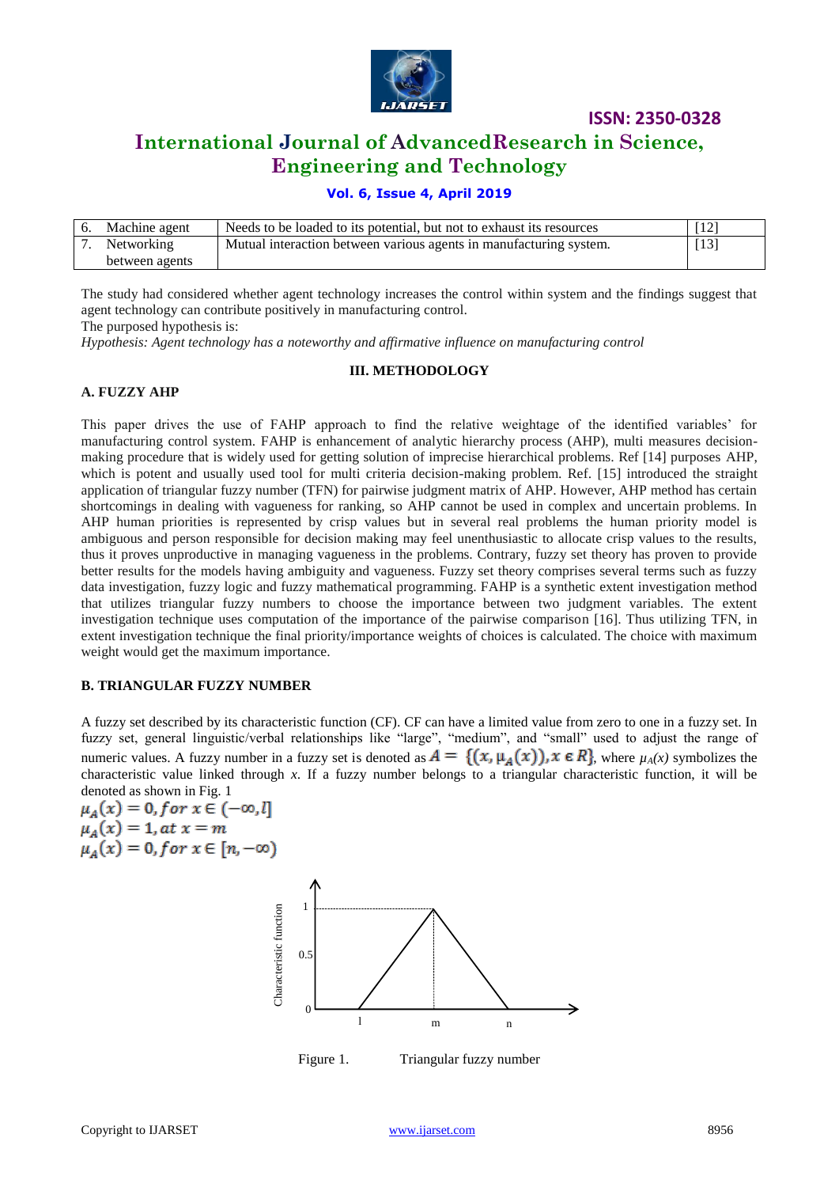| 6. | Machine agent | Needs to be loaded to its potential, but not to exhaust its resources | [12] |
|---|---|---|---|
| 7. | Networking between agents | Mutual interaction between various agents in manufacturing system. | [13] |

The study had considered whether agent technology increases the control within system and the findings suggest that agent technology can contribute positively in manufacturing control.
The purposed hypothesis is:
*Hypothesis: Agent technology has a noteworthy and affirmative influence on manufacturing control*

## III. METHODOLOGY

### A. FUZZY AHP

This paper drives the use of FAHP approach to find the relative weightage of the identified variables' for manufacturing control system. FAHP is enhancement of analytic hierarchy process (AHP), multi measures decision-making procedure that is widely used for getting solution of imprecise hierarchical problems. Ref [14] purposes AHP, which is potent and usually used tool for multi criteria decision-making problem. Ref. [15] introduced the straight application of triangular fuzzy number (TFN) for pairwise judgment matrix of AHP. However, AHP method has certain shortcomings in dealing with vagueness for ranking, so AHP cannot be used in complex and uncertain problems. In AHP human priorities is represented by crisp values but in several real problems the human priority model is ambiguous and person responsible for decision making may feel unenthusiastic to allocate crisp values to the results, thus it proves unproductive in managing vagueness in the problems. Contrary, fuzzy set theory has proven to provide better results for the models having ambiguity and vagueness. Fuzzy set theory comprises several terms such as fuzzy data investigation, fuzzy logic and fuzzy mathematical programming. FAHP is a synthetic extent investigation method that utilizes triangular fuzzy numbers to choose the importance between two judgment variables. The extent investigation technique uses computation of the importance of the pairwise comparison [16]. Thus utilizing TFN, in extent investigation technique the final priority/importance weights of choices is calculated. The choice with maximum weight would get the maximum importance.

### B. TRIANGULAR FUZZY NUMBER

A fuzzy set described by its characteristic function (CF). CF can have a limited value from zero to one in a fuzzy set. In fuzzy set, general linguistic/verbal relationships like "large", "medium", and "small" used to adjust the range of numeric values. A fuzzy number in a fuzzy set is denoted as $A = \{(x, \mu_A(x)), x \in R\}$, where $\mu_A(x)$ symbolizes the characteristic value linked through $x$. If a fuzzy number belongs to a triangular characteristic function, it will be denoted as shown in Fig. 1

$$\mu_A(x) = 0, for\ x \in (-\infty, l]$$
$$\mu_A(x) = 1, at\ x = m$$
$$\mu_A(x) = 0, for\ x \in [n, -\infty)$$

Figure 1. Triangular fuzzy number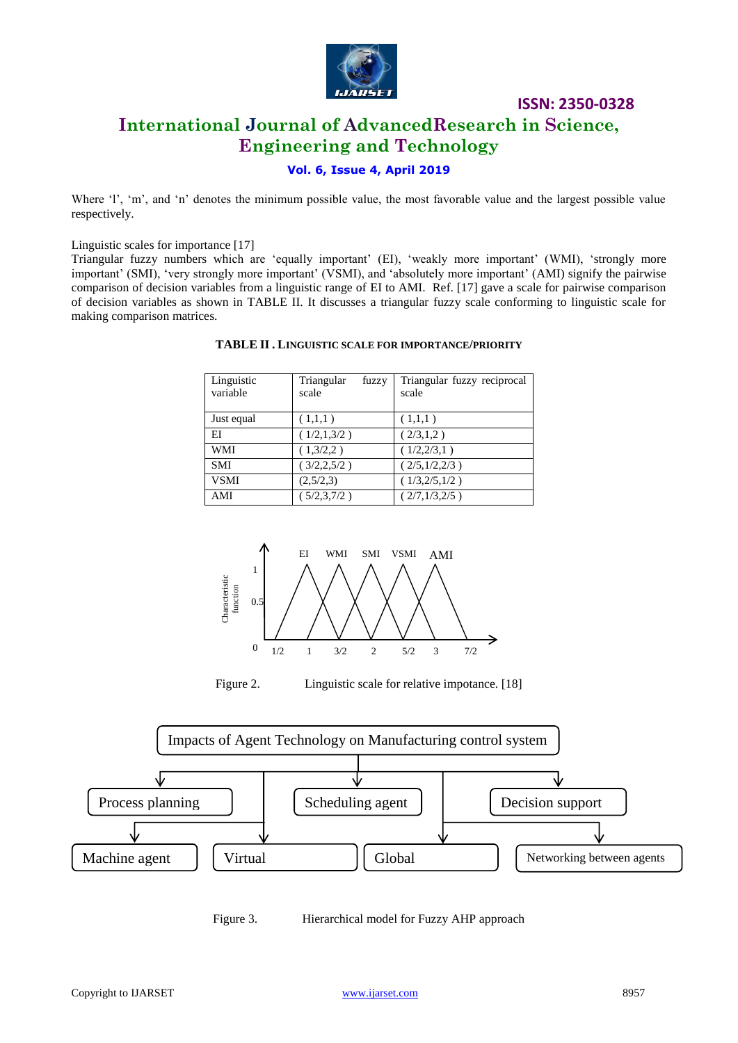Where ‘l’, ‘m’, and ‘n’ denotes the minimum possible value, the most favorable value and the largest possible value respectively.

Linguistic scales for importance [17]

Triangular fuzzy numbers which are ‘equally important’ (EI), ‘weakly more important’ (WMI), ‘strongly more important’ (SMI), ‘very strongly more important’ (VSMI), and ‘absolutely more important’ (AMI) signify the pairwise comparison of decision variables from a linguistic range of EI to AMI. Ref. [17] gave a scale for pairwise comparison of decision variables as shown in TABLE II. It discusses a triangular fuzzy scale conforming to linguistic scale for making comparison matrices.

**TABLE II . LINGUISTIC SCALE FOR IMPORTANCE/PRIORITY**

| Linguistic variable | Triangular fuzzy scale | Triangular fuzzy reciprocal scale |
|---|---|---|
| Just equal | ( 1,1,1 ) | ( 1,1,1 ) |
| EI | ( 1/2,1,3/2 ) | ( 2/3,1,2 ) |
| WMI | ( 1,3/2,2 ) | ( 1/2,2/3,1 ) |
| SMI | ( 3/2,2,5/2 ) | ( 2/5,1/2,2/3 ) |
| VSMI | (2,5/2,3) | ( 1/3,2/5,1/2 ) |
| AMI | ( 5/2,3,7/2 ) | ( 2/7,1/3,2/5 ) |

Figure 2. Linguistic scale for relative impotance. [18]

Figure 3. Hierarchical model for Fuzzy AHP approach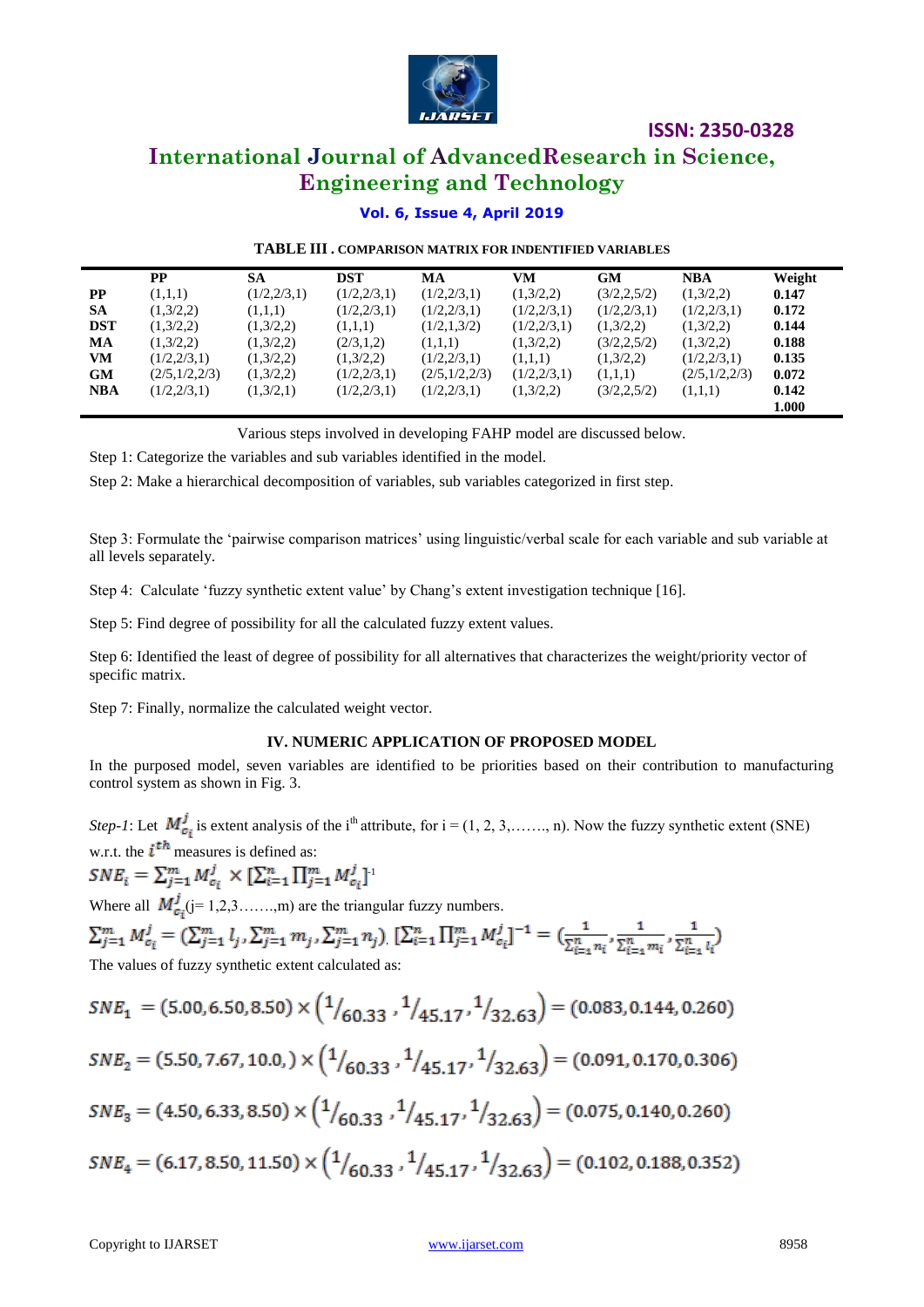**TABLE III . COMPARISON MATRIX FOR INDENTIFIED VARIABLES**

| | PP | SA | DST | MA | VM | GM | NBA | Weight |
|---|---|---|---|---|---|---|---|---|
| **PP** | (1,1,1) | (1/2,2/3,1) | (1/2,2/3,1) | (1/2,2/3,1) | (1,3/2,2) | (3/2,2,5/2) | (1,3/2,2) | **0.147** |
| **SA** | (1,3/2,2) | (1,1,1) | (1/2,2/3,1) | (1/2,2/3,1) | (1/2,2/3,1) | (1/2,2/3,1) | (1/2,2/3,1) | **0.172** |
| **DST** | (1,3/2,2) | (1,3/2,2) | (1,1,1) | (1/2,1,3/2) | (1/2,2/3,1) | (1,3/2,2) | (1,3/2,2) | **0.144** |
| **MA** | (1,3/2,2) | (1,3/2,2) | (2/3,1,2) | (1,1,1) | (1,3/2,2) | (3/2,2,5/2) | (1,3/2,2) | **0.188** |
| **VM** | (1/2,2/3,1) | (1,3/2,2) | (1,3/2,2) | (1/2,2/3,1) | (1,1,1) | (1,3/2,2) | (1/2,2/3,1) | **0.135** |
| **GM** | (2/5,1/2,2/3) | (1,3/2,2) | (1/2,2/3,1) | (2/5,1/2,2/3) | (1/2,2/3,1) | (1,1,1) | (2/5,1/2,2/3) | **0.072** |
| **NBA** | (1/2,2/3,1) | (1,3/2,1) | (1/2,2/3,1) | (1/2,2/3,1) | (1,3/2,2) | (3/2,2,5/2) | (1,1,1) | **0.142** |
| | | | | | | | | **1.000** |

Various steps involved in developing FAHP model are discussed below.

Step 1: Categorize the variables and sub variables identified in the model.

Step 2: Make a hierarchical decomposition of variables, sub variables categorized in first step.

Step 3: Formulate the 'pairwise comparison matrices' using linguistic/verbal scale for each variable and sub variable at all levels separately.

Step 4: Calculate 'fuzzy synthetic extent value' by Chang's extent investigation technique [16].

Step 5: Find degree of possibility for all the calculated fuzzy extent values.

Step 6: Identified the least of degree of possibility for all alternatives that characterizes the weight/priority vector of specific matrix.

Step 7: Finally, normalize the calculated weight vector.

## IV. NUMERIC APPLICATION OF PROPOSED MODEL

In the purposed model, seven variables are identified to be priorities based on their contribution to manufacturing control system as shown in Fig. 3.

*Step-1*: Let $M_{c_i}^{j}$ is extent analysis of the i[th] attribute, for i = (1, 2, 3,……., n). Now the fuzzy synthetic extent (SNE) w.r.t. the $i^{th}$ measures is defined as:

$$SNE_i = \sum_{j=1}^{m} M_{c_i}^{j} \times \left[\sum_{i=1}^{n} \prod_{j=1}^{m} M_{c_i}^{j}\right]^{-1}$$

Where all $M_{c_i}^{j}$(j= 1,2,3…….,m) are the triangular fuzzy numbers.

$$\sum_{j=1}^{m} M_{c_i}^{j} = \left(\sum_{j=1}^{m} l_j, \sum_{j=1}^{m} m_j, \sum_{j=1}^{m} n_j\right), \left[\sum_{i=1}^{n} \prod_{j=1}^{m} M_{c_i}^{j}\right]^{-1} = \left(\frac{1}{\sum_{i=1}^{n} n_i}, \frac{1}{\sum_{i=1}^{n} m_i}, \frac{1}{\sum_{i=1}^{n} l_i}\right)$$

The values of fuzzy synthetic extent calculated as:

$$SNE_1 = (5.00, 6.50, 8.50) \times \left({}^{1}/_{60.33}, {}^{1}/_{45.17}, {}^{1}/_{32.63}\right) = (0.083, 0.144, 0.260)$$

$$SNE_2 = (5.50, 7.67, 10.0,) \times \left({}^{1}/_{60.33}, {}^{1}/_{45.17}, {}^{1}/_{32.63}\right) = (0.091, 0.170, 0.306)$$

$$SNE_3 = (4.50, 6.33, 8.50) \times \left({}^{1}/_{60.33}, {}^{1}/_{45.17}, {}^{1}/_{32.63}\right) = (0.075, 0.140, 0.260)$$

$$SNE_4 = (6.17, 8.50, 11.50) \times \left({}^{1}/_{60.33}, {}^{1}/_{45.17}, {}^{1}/_{32.63}\right) = (0.102, 0.188, 0.352)$$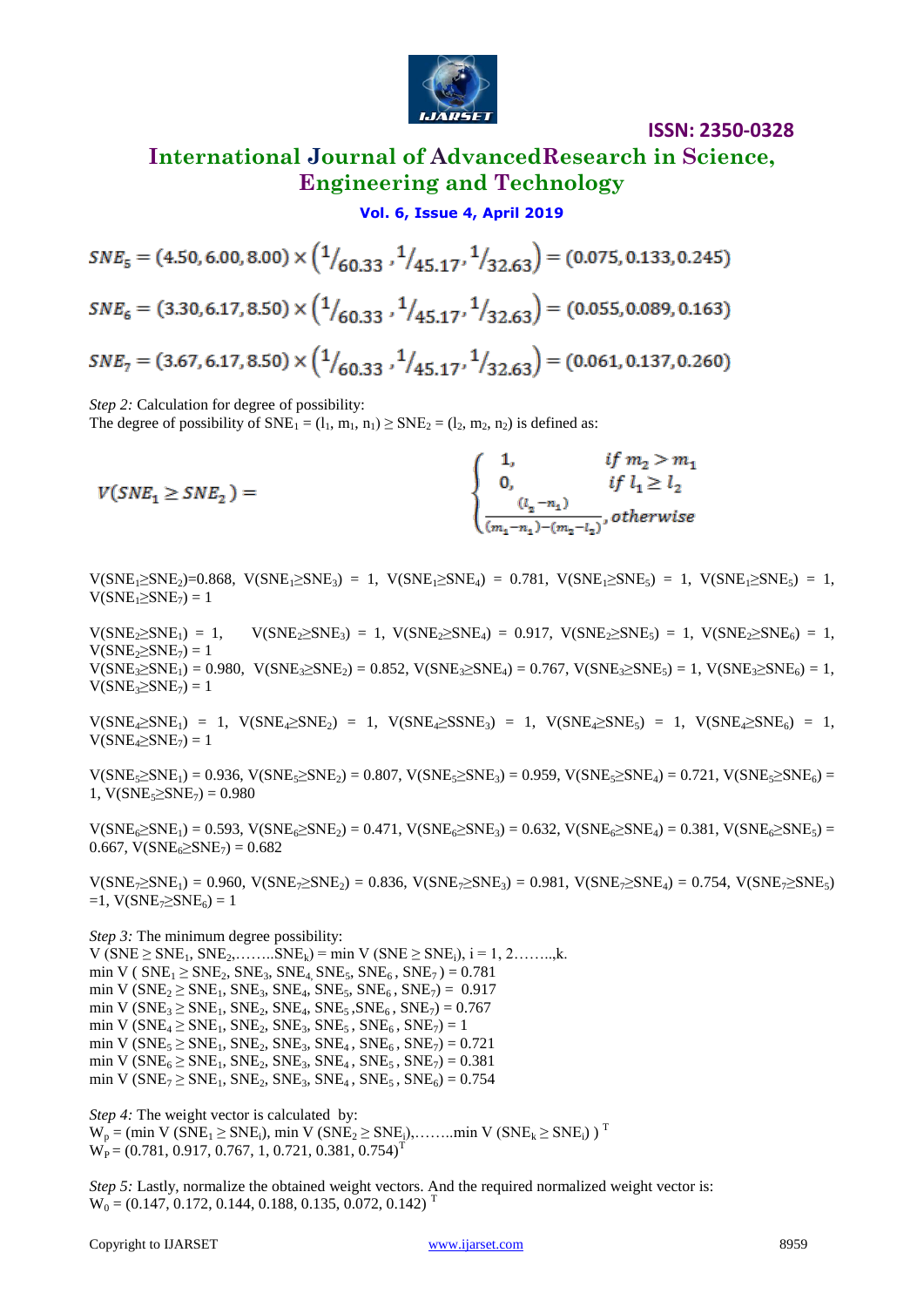$$SNE_5 = (4.50, 6.00, 8.00) \times \left( {}^{1}/_{60.33}, {}^{1}/_{45.17}, {}^{1}/_{32.63} \right) = (0.075, 0.133, 0.245)$$

$$SNE_6 = (3.30, 6.17, 8.50) \times \left( {}^{1}/_{60.33}, {}^{1}/_{45.17}, {}^{1}/_{32.63} \right) = (0.055, 0.089, 0.163)$$

$$SNE_7 = (3.67, 6.17, 8.50) \times \left( {}^{1}/_{60.33}, {}^{1}/_{45.17}, {}^{1}/_{32.63} \right) = (0.061, 0.137, 0.260)$$

*Step 2:* Calculation for degree of possibility:
The degree of possibility of $SNE_1 = (l_1, m_1, n_1) \geq SNE_2 = (l_2, m_2, n_2)$ is defined as:

$$V(SNE_1 \geq SNE_2) = \begin{cases} 1, & if\ m_2 > m_1 \\ 0, & if\ l_1 \geq l_2 \\ \frac{(l_2 - n_1)}{(m_1 - n_1) - (m_2 - l_2)}, & otherwise \end{cases}$$

$V(SNE_1 \geq SNE_2) = 0.868$, $V(SNE_1 \geq SNE_3) = 1$, $V(SNE_1 \geq SNE_4) = 0.781$, $V(SNE_1 \geq SNE_5) = 1$, $V(SNE_1 \geq SNE_5) = 1$, $V(SNE_1 \geq SNE_7) = 1$

$V(SNE_2 \geq SNE_1) = 1$, $V(SNE_2 \geq SNE_3) = 1$, $V(SNE_2 \geq SNE_4) = 0.917$, $V(SNE_2 \geq SNE_5) = 1$, $V(SNE_2 \geq SNE_6) = 1$, $V(SNE_2 \geq SNE_7) = 1$
$V(SNE_3 \geq SNE_1) = 0.980$, $V(SNE_3 \geq SNE_2) = 0.852$, $V(SNE_3 \geq SNE_4) = 0.767$, $V(SNE_3 \geq SNE_5) = 1$, $V(SNE_3 \geq SNE_6) = 1$, $V(SNE_3 \geq SNE_7) = 1$

$V(SNE_4 \geq SNE_1) = 1$, $V(SNE_4 \geq SNE_2) = 1$, $V(SNE_4 \geq SSNE_3) = 1$, $V(SNE_4 \geq SNE_5) = 1$, $V(SNE_4 \geq SNE_6) = 1$, $V(SNE_4 \geq SNE_7) = 1$

$V(SNE_5 \geq SNE_1) = 0.936$, $V(SNE_5 \geq SNE_2) = 0.807$, $V(SNE_5 \geq SNE_3) = 0.959$, $V(SNE_5 \geq SNE_4) = 0.721$, $V(SNE_5 \geq SNE_6) = 1$, $V(SNE_5 \geq SNE_7) = 0.980$

$V(SNE_6 \geq SNE_1) = 0.593$, $V(SNE_6 \geq SNE_2) = 0.471$, $V(SNE_6 \geq SNE_3) = 0.632$, $V(SNE_6 \geq SNE_4) = 0.381$, $V(SNE_6 \geq SNE_5) = 0.667$, $V(SNE_6 \geq SNE_7) = 0.682$

$V(SNE_7 \geq SNE_1) = 0.960$, $V(SNE_7 \geq SNE_2) = 0.836$, $V(SNE_7 \geq SNE_3) = 0.981$, $V(SNE_7 \geq SNE_4) = 0.754$, $V(SNE_7 \geq SNE_5) = 1$, $V(SNE_7 \geq SNE_6) = 1$

*Step 3:* The minimum degree possibility:
$V(SNE \geq SNE_1, SNE_2, \ldots\ldots SNE_k) = \min V(SNE \geq SNE_i)$, $i = 1, 2\ldots\ldots, k$.
$\min V(SNE_1 \geq SNE_2, SNE_3, SNE_4, SNE_5, SNE_6, SNE_7) = 0.781$
$\min V(SNE_2 \geq SNE_1, SNE_3, SNE_4, SNE_5, SNE_6, SNE_7) = 0.917$
$\min V(SNE_3 \geq SNE_1, SNE_2, SNE_4, SNE_5, SNE_6, SNE_7) = 0.767$
$\min V(SNE_4 \geq SNE_1, SNE_2, SNE_3, SNE_5, SNE_6, SNE_7) = 1$
$\min V(SNE_5 \geq SNE_1, SNE_2, SNE_3, SNE_4, SNE_6, SNE_7) = 0.721$
$\min V(SNE_6 \geq SNE_1, SNE_2, SNE_3, SNE_4, SNE_5, SNE_7) = 0.381$
$\min V(SNE_7 \geq SNE_1, SNE_2, SNE_3, SNE_4, SNE_5, SNE_6) = 0.754$

*Step 4:* The weight vector is calculated by:
$W_p = (\min V(SNE_1 \geq SNE_i), \min V(SNE_2 \geq SNE_i), \ldots\ldots \min V(SNE_k \geq SNE_i))^T$
$W_P = (0.781, 0.917, 0.767, 1, 0.721, 0.381, 0.754)^T$

*Step 5:* Lastly, normalize the obtained weight vectors. And the required normalized weight vector is:
$W_0 = (0.147, 0.172, 0.144, 0.188, 0.135, 0.072, 0.142)^T$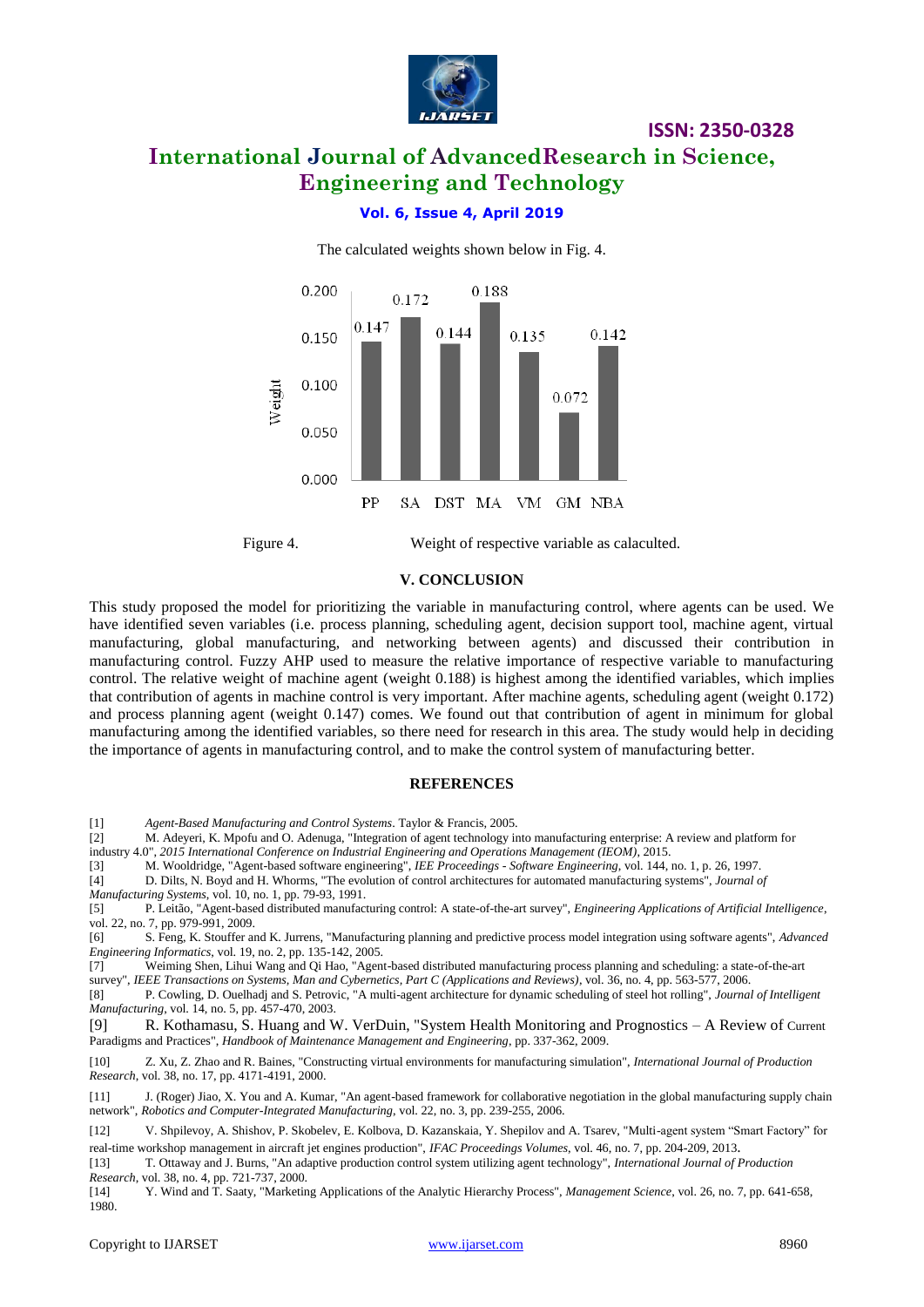The calculated weights shown below in Fig. 4.

| Variable | Weight |
|---|---|
| PP | 0.147 |
| SA | 0.172 |
| DST | 0.144 |
| MA | 0.188 |
| VM | 0.135 |
| GM | 0.072 |
| NBA | 0.142 |

Figure 4. Weight of respective variable as calaculted.

## V. CONCLUSION

This study proposed the model for prioritizing the variable in manufacturing control, where agents can be used. We have identified seven variables (i.e. process planning, scheduling agent, decision support tool, machine agent, virtual manufacturing, global manufacturing, and networking between agents) and discussed their contribution in manufacturing control. Fuzzy AHP used to measure the relative importance of respective variable to manufacturing control. The relative weight of machine agent (weight 0.188) is highest among the identified variables, which implies that contribution of agents in machine control is very important. After machine agents, scheduling agent (weight 0.172) and process planning agent (weight 0.147) comes. We found out that contribution of agent in minimum for global manufacturing among the identified variables, so there need for research in this area. The study would help in deciding the importance of agents in manufacturing control, and to make the control system of manufacturing better.

## REFERENCES

[1] *Agent-Based Manufacturing and Control Systems*. Taylor & Francis, 2005.

[2] M. Adeyeri, K. Mpofu and O. Adenuga, "Integration of agent technology into manufacturing enterprise: A review and platform for industry 4.0", *2015 International Conference on Industrial Engineering and Operations Management (IEOM)*, 2015.

[3] M. Wooldridge, "Agent-based software engineering", *IEE Proceedings - Software Engineering*, vol. 144, no. 1, p. 26, 1997.

[4] D. Dilts, N. Boyd and H. Whorms, "The evolution of control architectures for automated manufacturing systems", *Journal of Manufacturing Systems*, vol. 10, no. 1, pp. 79-93, 1991.

[5] P. Leitão, "Agent-based distributed manufacturing control: A state-of-the-art survey", *Engineering Applications of Artificial Intelligence*, vol. 22, no. 7, pp. 979-991, 2009.

[6] S. Feng, K. Stouffer and K. Jurrens, "Manufacturing planning and predictive process model integration using software agents", *Advanced Engineering Informatics*, vol. 19, no. 2, pp. 135-142, 2005.

[7] Weiming Shen, Lihui Wang and Qi Hao, "Agent-based distributed manufacturing process planning and scheduling: a state-of-the-art survey", *IEEE Transactions on Systems, Man and Cybernetics, Part C (Applications and Reviews)*, vol. 36, no. 4, pp. 563-577, 2006.

[8] P. Cowling, D. Ouelhadj and S. Petrovic, "A multi-agent architecture for dynamic scheduling of steel hot rolling", *Journal of Intelligent Manufacturing*, vol. 14, no. 5, pp. 457-470, 2003.

[9] R. Kothamasu, S. Huang and W. VerDuin, "System Health Monitoring and Prognostics – A Review of Current Paradigms and Practices", *Handbook of Maintenance Management and Engineering*, pp. 337-362, 2009.

[10] Z. Xu, Z. Zhao and R. Baines, "Constructing virtual environments for manufacturing simulation", *International Journal of Production Research*, vol. 38, no. 17, pp. 4171-4191, 2000.

[11] J. (Roger) Jiao, X. You and A. Kumar, "An agent-based framework for collaborative negotiation in the global manufacturing supply chain network", *Robotics and Computer-Integrated Manufacturing*, vol. 22, no. 3, pp. 239-255, 2006.

[12] V. Shpilevoy, A. Shishov, P. Skobelev, E. Kolbova, D. Kazanskaia, Y. Shepilov and A. Tsarev, "Multi-agent system "Smart Factory" for real-time workshop management in aircraft jet engines production", *IFAC Proceedings Volumes*, vol. 46, no. 7, pp. 204-209, 2013.

[13] T. Ottaway and J. Burns, "An adaptive production control system utilizing agent technology", *International Journal of Production Research*, vol. 38, no. 4, pp. 721-737, 2000.

[14] Y. Wind and T. Saaty, "Marketing Applications of the Analytic Hierarchy Process", *Management Science*, vol. 26, no. 7, pp. 641-658, 1980.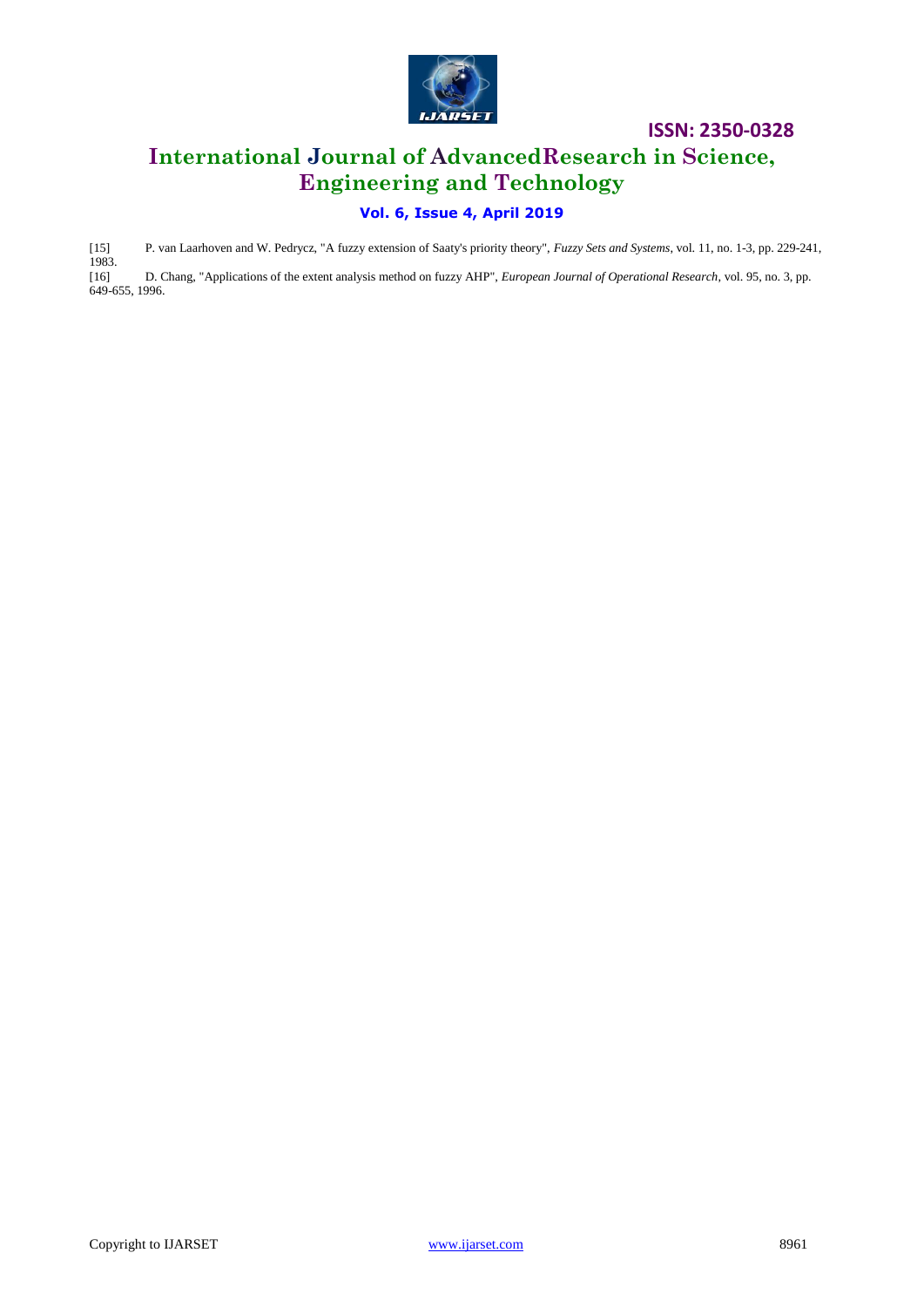[15] P. van Laarhoven and W. Pedrycz, "A fuzzy extension of Saaty's priority theory", *Fuzzy Sets and Systems*, vol. 11, no. 1-3, pp. 229-241, 1983.

[16] D. Chang, "Applications of the extent analysis method on fuzzy AHP", *European Journal of Operational Research*, vol. 95, no. 3, pp. 649-655, 1996.